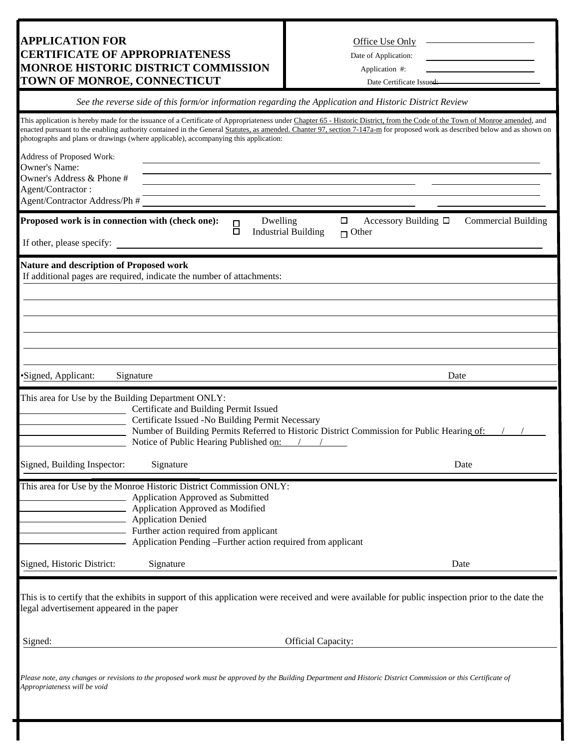# APPLICATION FOR CERTIFICATE OF APPROPRIATENESS MONROE HISTORIC DISTRICT COMMISSION TOWN OF MONROE, CONNECTICUT

Office Use Only ______________________

Date of Application: ______________________

Application #: ______________________

Date Certificate Issued: ______________________

*See the reverse side of this form/or information regarding the Application and Historic District Review*

This application is hereby made for the issuance of a Certificate of Appropriateness under Chapter 65 - Historic District, from the Code of the Town of Monroe amended, and enacted pursuant to the enabling authority contained in the General Statutes, as amended. Chanter 97, section 7-147a-m for proposed work as described below and as shown on photographs and plans or drawings (where applicable), accompanying this application:

Address of Proposed Work: ______________________

Owner's Name: ______________________

Owner's Address & Phone # ______________________ ______________________

Agent/Contractor : ______________________

Agent/Contractor Address/Ph # ______________________ ______________________

**Proposed work is in connection with (check one):**

☐ Dwelling ☐ Accessory Building ☐ Commercial Building

☐ Industrial Building ☐ Other

If other, please specify: ______________________

**Nature and description of Proposed work**

If additional pages are required, indicate the number of attachments: ______________________

______________________

______________________

______________________

______________________

______________________

•Signed, Applicant: Signature ______________________ Date ______________________

This area for Use by the Building Department ONLY:

______________________ Certificate and Building Permit Issued

______________________ Certificate Issued -No Building Permit Necessary

______________________ Number of Building Permits Referred to Historic District Commission for Public Hearing of: / /

______________________ Notice of Public Hearing Published on: / /

Signed, Building Inspector: Signature ______________________ Date ______________________

This area for Use by the Monroe Historic District Commission ONLY:

______________________ Application Approved as Submitted

______________________ Application Approved as Modified

______________________ Application Denied

______________________ Further action required from applicant

______________________ Application Pending –Further action required from applicant

Signed, Historic District: Signature ______________________ Date ______________________

This is to certify that the exhibits in support of this application were received and were available for public inspection prior to the date the legal advertisement appeared in the paper

Signed: ______________________ Official Capacity: ______________________

*Please note, any changes or revisions to the proposed work must be approved by the Building Department and Historic District Commission or this Certificate of Appropriateness will be void*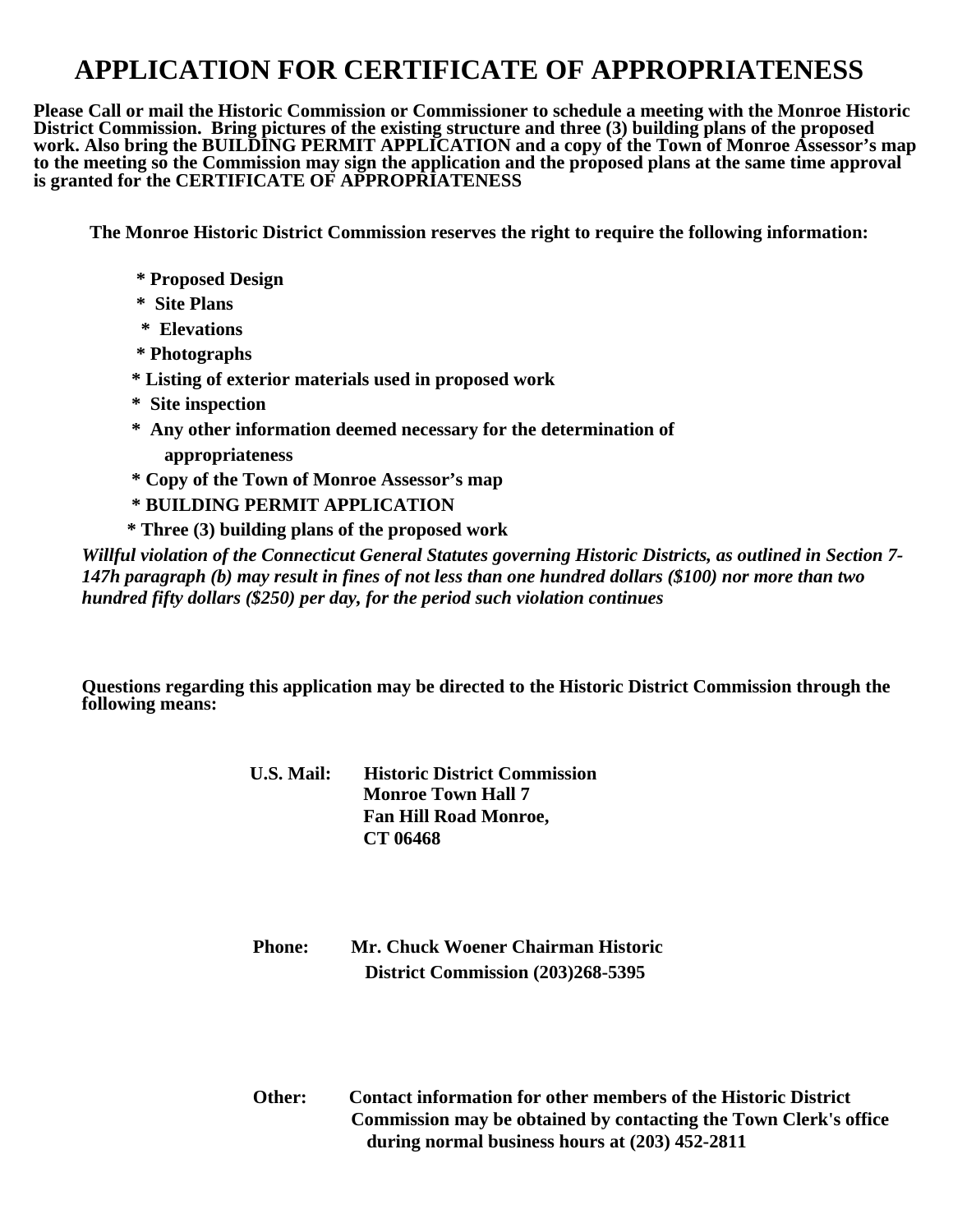# APPLICATION FOR CERTIFICATE OF APPROPRIATENESS

**Please Call or mail the Historic Commission or Commissioner to schedule a meeting with the Monroe Historic District Commission. Bring pictures of the existing structure and three (3) building plans of the proposed work. Also bring the BUILDING PERMIT APPLICATION and a copy of the Town of Monroe Assessor's map to the meeting so the Commission may sign the application and the proposed plans at the same time approval is granted for the CERTIFICATE OF APPROPRIATENESS**

**The Monroe Historic District Commission reserves the right to require the following information:**

- **Proposed Design**
- **Site Plans**
- **Elevations**
- **Photographs**
- **Listing of exterior materials used in proposed work**
- **Site inspection**
- **Any other information deemed necessary for the determination of appropriateness**
- **Copy of the Town of Monroe Assessor's map**
- **BUILDING PERMIT APPLICATION**
- **Three (3) building plans of the proposed work**

***Willful violation of the Connecticut General Statutes governing Historic Districts, as outlined in Section 7-147h paragraph (b) may result in fines of not less than one hundred dollars ($100) nor more than two hundred fifty dollars ($250) per day, for the period such violation continues***

**Questions regarding this application may be directed to the Historic District Commission through the following means:**

**U.S. Mail:** **Historic District Commission**
**Monroe Town Hall 7**
**Fan Hill Road Monroe,**
**CT 06468**

**Phone:** **Mr. Chuck Woener Chairman Historic District Commission (203)268-5395**

**Other:** **Contact information for other members of the Historic District Commission may be obtained by contacting the Town Clerk's office during normal business hours at (203) 452-2811**